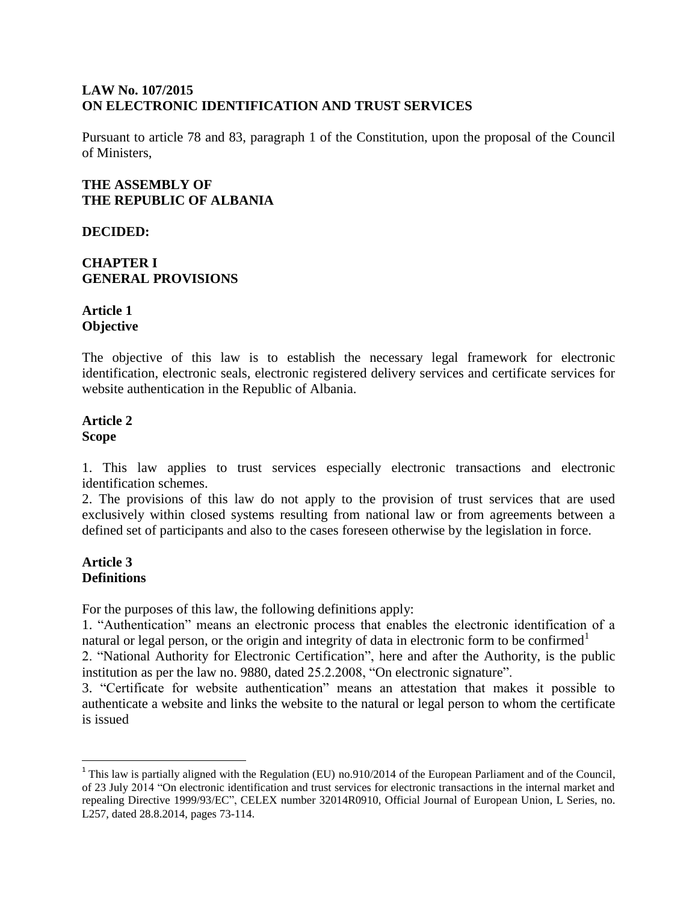**LAW No. 107/2015**
**ON ELECTRONIC IDENTIFICATION AND TRUST SERVICES**

Pursuant to article 78 and 83, paragraph 1 of the Constitution, upon the proposal of the Council of Ministers,

**THE ASSEMBLY OF**
**THE REPUBLIC OF ALBANIA**

**DECIDED:**

## CHAPTER I
## GENERAL PROVISIONS

### Article 1
### Objective

The objective of this law is to establish the necessary legal framework for electronic identification, electronic seals, electronic registered delivery services and certificate services for website authentication in the Republic of Albania.

### Article 2
### Scope

1. This law applies to trust services especially electronic transactions and electronic identification schemes.
2. The provisions of this law do not apply to the provision of trust services that are used exclusively within closed systems resulting from national law or from agreements between a defined set of participants and also to the cases foreseen otherwise by the legislation in force.

### Article 3
### Definitions

For the purposes of this law, the following definitions apply:
1. "Authentication" means an electronic process that enables the electronic identification of a natural or legal person, or the origin and integrity of data in electronic form to be confirmed[1]
2. "National Authority for Electronic Certification", here and after the Authority, is the public institution as per the law no. 9880, dated 25.2.2008, "On electronic signature".
3. "Certificate for website authentication" means an attestation that makes it possible to authenticate a website and links the website to the natural or legal person to whom the certificate is issued

[1] This law is partially aligned with the Regulation (EU) no.910/2014 of the European Parliament and of the Council, of 23 July 2014 "On electronic identification and trust services for electronic transactions in the internal market and repealing Directive 1999/93/EC", CELEX number 32014R0910, Official Journal of European Union, L Series, no. L257, dated 28.8.2014, pages 73-114.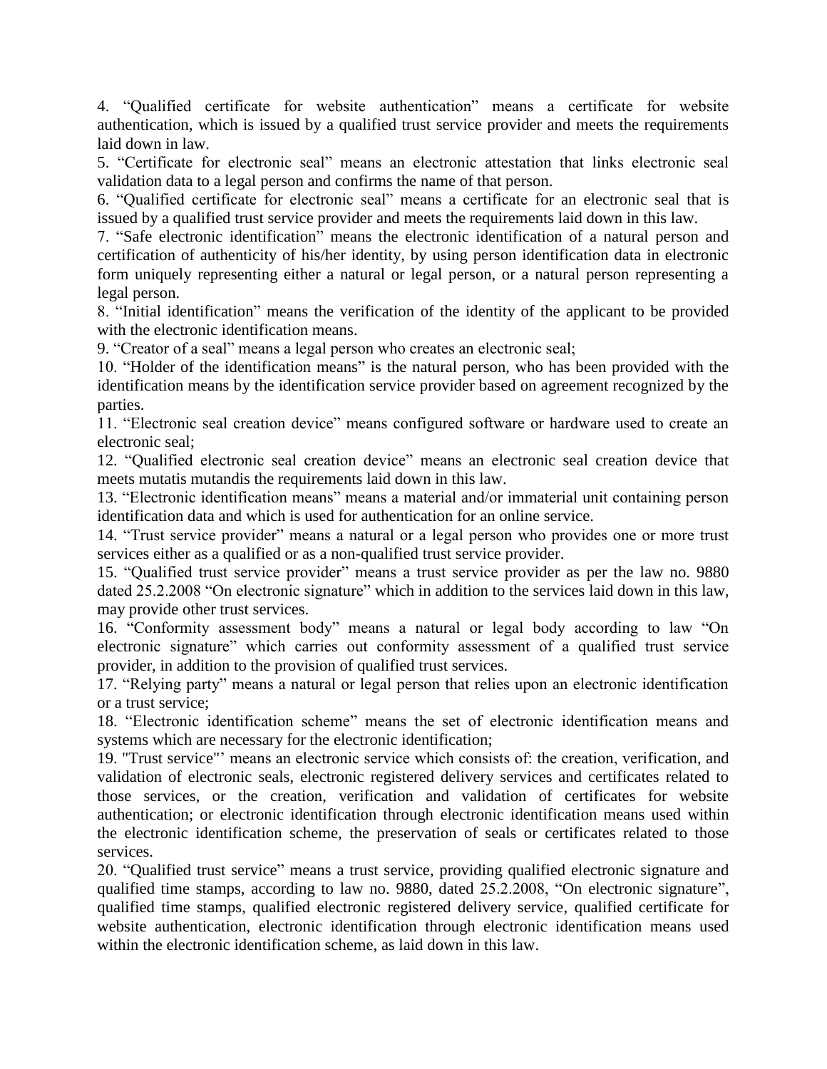4. “Qualified certificate for website authentication” means a certificate for website authentication, which is issued by a qualified trust service provider and meets the requirements laid down in law.

5. “Certificate for electronic seal” means an electronic attestation that links electronic seal validation data to a legal person and confirms the name of that person.

6. “Qualified certificate for electronic seal” means a certificate for an electronic seal that is issued by a qualified trust service provider and meets the requirements laid down in this law.

7. “Safe electronic identification” means the electronic identification of a natural person and certification of authenticity of his/her identity, by using person identification data in electronic form uniquely representing either a natural or legal person, or a natural person representing a legal person.

8. “Initial identification” means the verification of the identity of the applicant to be provided with the electronic identification means.

9. “Creator of a seal” means a legal person who creates an electronic seal;

10. “Holder of the identification means” is the natural person, who has been provided with the identification means by the identification service provider based on agreement recognized by the parties.

11. “Electronic seal creation device” means configured software or hardware used to create an electronic seal;

12. “Qualified electronic seal creation device” means an electronic seal creation device that meets mutatis mutandis the requirements laid down in this law.

13. “Electronic identification means” means a material and/or immaterial unit containing person identification data and which is used for authentication for an online service.

14. “Trust service provider” means a natural or a legal person who provides one or more trust services either as a qualified or as a non-qualified trust service provider.

15. “Qualified trust service provider” means a trust service provider as per the law no. 9880 dated 25.2.2008 “On electronic signature” which in addition to the services laid down in this law, may provide other trust services.

16. “Conformity assessment body” means a natural or legal body according to law “On electronic signature” which carries out conformity assessment of a qualified trust service provider, in addition to the provision of qualified trust services.

17. “Relying party” means a natural or legal person that relies upon an electronic identification or a trust service;

18. “Electronic identification scheme” means the set of electronic identification means and systems which are necessary for the electronic identification;

19. "Trust service"' means an electronic service which consists of: the creation, verification, and validation of electronic seals, electronic registered delivery services and certificates related to those services, or the creation, verification and validation of certificates for website authentication; or electronic identification through electronic identification means used within the electronic identification scheme, the preservation of seals or certificates related to those services.

20. “Qualified trust service” means a trust service, providing qualified electronic signature and qualified time stamps, according to law no. 9880, dated 25.2.2008, “On electronic signature”, qualified time stamps, qualified electronic registered delivery service, qualified certificate for website authentication, electronic identification through electronic identification means used within the electronic identification scheme, as laid down in this law.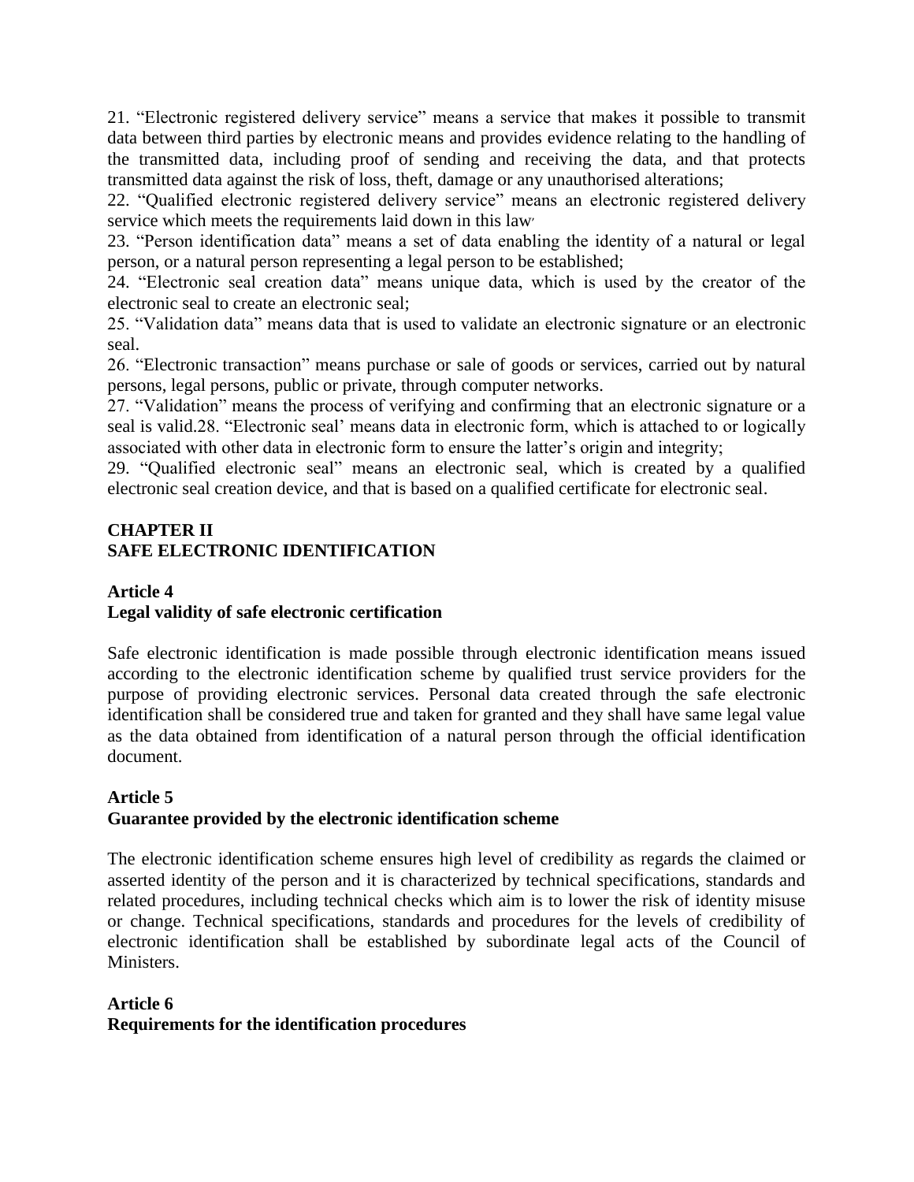21. “Electronic registered delivery service” means a service that makes it possible to transmit data between third parties by electronic means and provides evidence relating to the handling of the transmitted data, including proof of sending and receiving the data, and that protects transmitted data against the risk of loss, theft, damage or any unauthorised alterations;

22. “Qualified electronic registered delivery service” means an electronic registered delivery service which meets the requirements laid down in this law'

23. “Person identification data” means a set of data enabling the identity of a natural or legal person, or a natural person representing a legal person to be established;

24. “Electronic seal creation data” means unique data, which is used by the creator of the electronic seal to create an electronic seal;

25. “Validation data” means data that is used to validate an electronic signature or an electronic seal.

26. “Electronic transaction” means purchase or sale of goods or services, carried out by natural persons, legal persons, public or private, through computer networks.

27. “Validation” means the process of verifying and confirming that an electronic signature or a seal is valid.28. “Electronic seal' means data in electronic form, which is attached to or logically associated with other data in electronic form to ensure the latter's origin and integrity;

29. “Qualified electronic seal” means an electronic seal, which is created by a qualified electronic seal creation device, and that is based on a qualified certificate for electronic seal.

## CHAPTER II
## SAFE ELECTRONIC IDENTIFICATION

### Article 4
### Legal validity of safe electronic certification

Safe electronic identification is made possible through electronic identification means issued according to the electronic identification scheme by qualified trust service providers for the purpose of providing electronic services. Personal data created through the safe electronic identification shall be considered true and taken for granted and they shall have same legal value as the data obtained from identification of a natural person through the official identification document.

### Article 5
### Guarantee provided by the electronic identification scheme

The electronic identification scheme ensures high level of credibility as regards the claimed or asserted identity of the person and it is characterized by technical specifications, standards and related procedures, including technical checks which aim is to lower the risk of identity misuse or change. Technical specifications, standards and procedures for the levels of credibility of electronic identification shall be established by subordinate legal acts of the Council of Ministers.

### Article 6
### Requirements for the identification procedures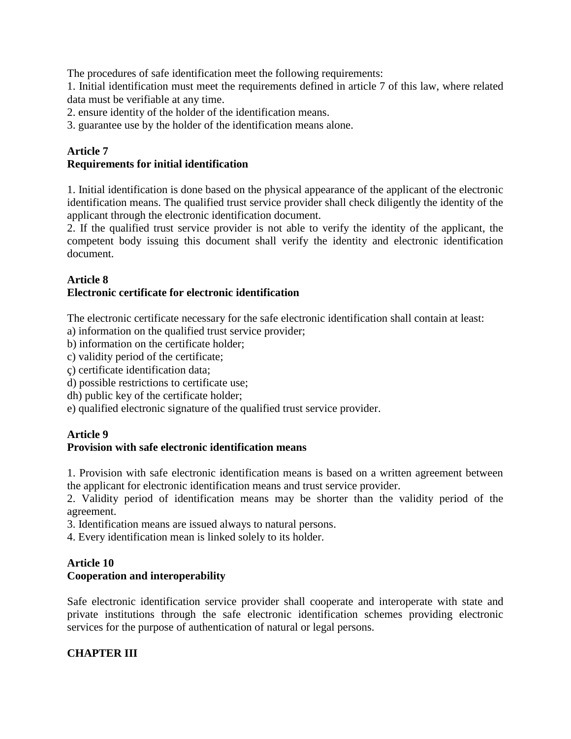The procedures of safe identification meet the following requirements:

1. Initial identification must meet the requirements defined in article 7 of this law, where related data must be verifiable at any time.
2. ensure identity of the holder of the identification means.
3. guarantee use by the holder of the identification means alone.

**Article 7**
**Requirements for initial identification**

1. Initial identification is done based on the physical appearance of the applicant of the electronic identification means. The qualified trust service provider shall check diligently the identity of the applicant through the electronic identification document.
2. If the qualified trust service provider is not able to verify the identity of the applicant, the competent body issuing this document shall verify the identity and electronic identification document.

**Article 8**
**Electronic certificate for electronic identification**

The electronic certificate necessary for the safe electronic identification shall contain at least:

a) information on the qualified trust service provider;
b) information on the certificate holder;
c) validity period of the certificate;
ç) certificate identification data;
d) possible restrictions to certificate use;
dh) public key of the certificate holder;
e) qualified electronic signature of the qualified trust service provider.

**Article 9**
**Provision with safe electronic identification means**

1. Provision with safe electronic identification means is based on a written agreement between the applicant for electronic identification means and trust service provider.
2. Validity period of identification means may be shorter than the validity period of the agreement.
3. Identification means are issued always to natural persons.
4. Every identification mean is linked solely to its holder.

**Article 10**
**Cooperation and interoperability**

Safe electronic identification service provider shall cooperate and interoperate with state and private institutions through the safe electronic identification schemes providing electronic services for the purpose of authentication of natural or legal persons.

**CHAPTER III**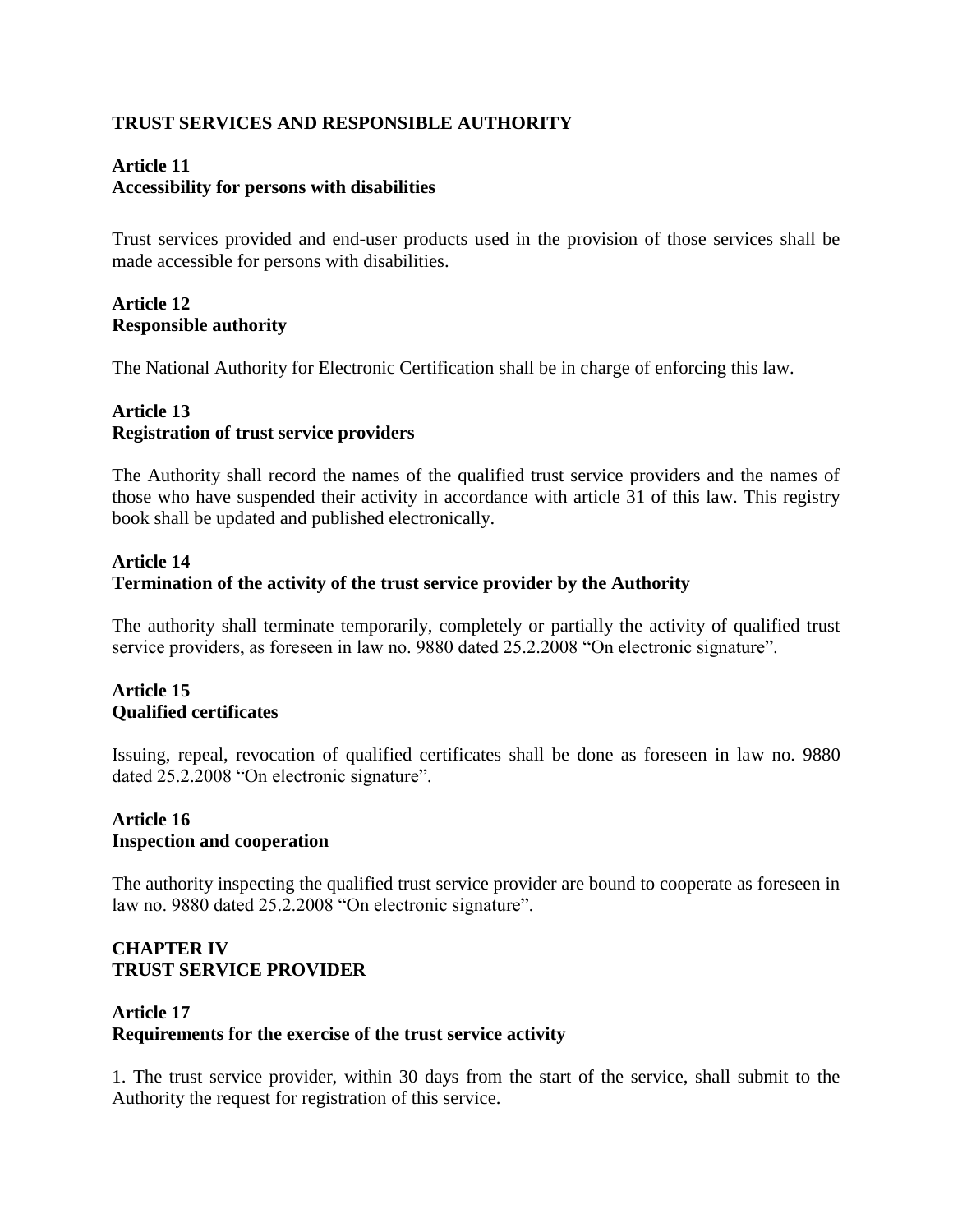**TRUST SERVICES AND RESPONSIBLE AUTHORITY**

**Article 11**
**Accessibility for persons with disabilities**

Trust services provided and end-user products used in the provision of those services shall be made accessible for persons with disabilities.

**Article 12**
**Responsible authority**

The National Authority for Electronic Certification shall be in charge of enforcing this law.

**Article 13**
**Registration of trust service providers**

The Authority shall record the names of the qualified trust service providers and the names of those who have suspended their activity in accordance with article 31 of this law. This registry book shall be updated and published electronically.

**Article 14**
**Termination of the activity of the trust service provider by the Authority**

The authority shall terminate temporarily, completely or partially the activity of qualified trust service providers, as foreseen in law no. 9880 dated 25.2.2008 "On electronic signature".

**Article 15**
**Qualified certificates**

Issuing, repeal, revocation of qualified certificates shall be done as foreseen in law no. 9880 dated 25.2.2008 "On electronic signature".

**Article 16**
**Inspection and cooperation**

The authority inspecting the qualified trust service provider are bound to cooperate as foreseen in law no. 9880 dated 25.2.2008 "On electronic signature".

## CHAPTER IV
## TRUST SERVICE PROVIDER

**Article 17**
**Requirements for the exercise of the trust service activity**

1. The trust service provider, within 30 days from the start of the service, shall submit to the Authority the request for registration of this service.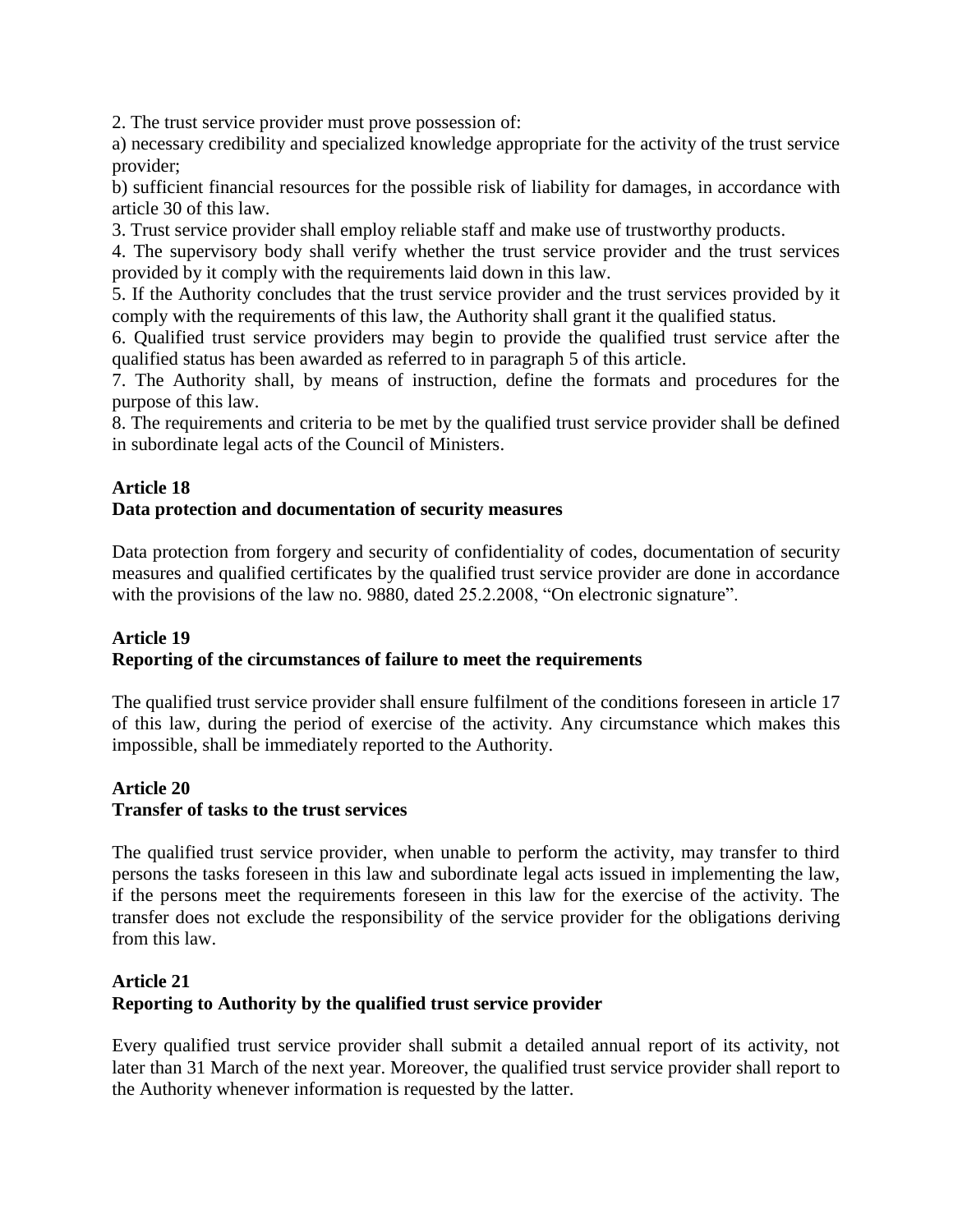2. The trust service provider must prove possession of:

a) necessary credibility and specialized knowledge appropriate for the activity of the trust service provider;

b) sufficient financial resources for the possible risk of liability for damages, in accordance with article 30 of this law.

3. Trust service provider shall employ reliable staff and make use of trustworthy products.

4. The supervisory body shall verify whether the trust service provider and the trust services provided by it comply with the requirements laid down in this law.

5. If the Authority concludes that the trust service provider and the trust services provided by it comply with the requirements of this law, the Authority shall grant it the qualified status.

6. Qualified trust service providers may begin to provide the qualified trust service after the qualified status has been awarded as referred to in paragraph 5 of this article.

7. The Authority shall, by means of instruction, define the formats and procedures for the purpose of this law.

8. The requirements and criteria to be met by the qualified trust service provider shall be defined in subordinate legal acts of the Council of Ministers.

**Article 18**
**Data protection and documentation of security measures**

Data protection from forgery and security of confidentiality of codes, documentation of security measures and qualified certificates by the qualified trust service provider are done in accordance with the provisions of the law no. 9880, dated 25.2.2008, "On electronic signature".

**Article 19**
**Reporting of the circumstances of failure to meet the requirements**

The qualified trust service provider shall ensure fulfilment of the conditions foreseen in article 17 of this law, during the period of exercise of the activity. Any circumstance which makes this impossible, shall be immediately reported to the Authority.

**Article 20**
**Transfer of tasks to the trust services**

The qualified trust service provider, when unable to perform the activity, may transfer to third persons the tasks foreseen in this law and subordinate legal acts issued in implementing the law, if the persons meet the requirements foreseen in this law for the exercise of the activity. The transfer does not exclude the responsibility of the service provider for the obligations deriving from this law.

**Article 21**
**Reporting to Authority by the qualified trust service provider**

Every qualified trust service provider shall submit a detailed annual report of its activity, not later than 31 March of the next year. Moreover, the qualified trust service provider shall report to the Authority whenever information is requested by the latter.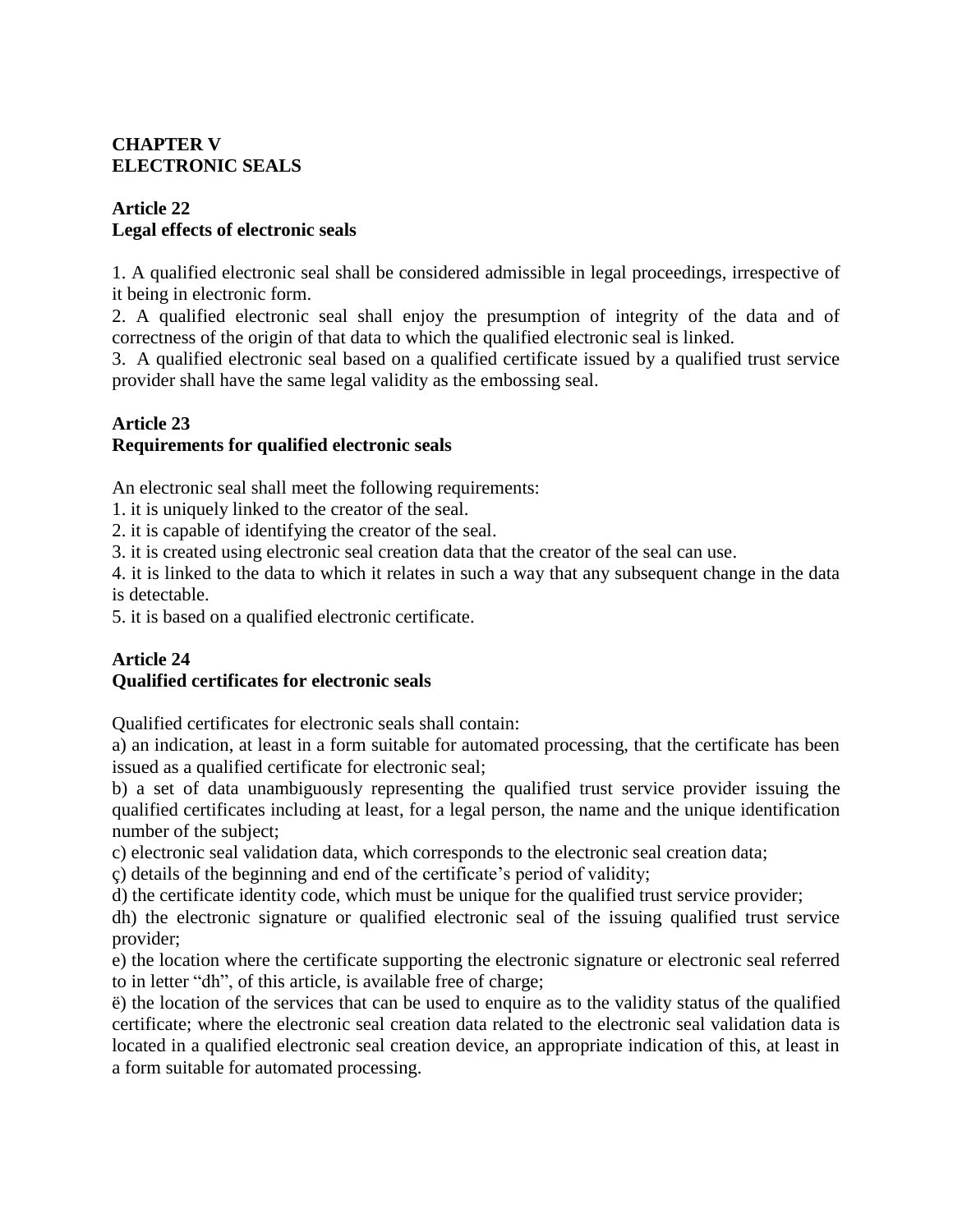## CHAPTER V
## ELECTRONIC SEALS

### Article 22
### Legal effects of electronic seals

1. A qualified electronic seal shall be considered admissible in legal proceedings, irrespective of it being in electronic form.
2. A qualified electronic seal shall enjoy the presumption of integrity of the data and of correctness of the origin of that data to which the qualified electronic seal is linked.
3. A qualified electronic seal based on a qualified certificate issued by a qualified trust service provider shall have the same legal validity as the embossing seal.

### Article 23
### Requirements for qualified electronic seals

An electronic seal shall meet the following requirements:
1. it is uniquely linked to the creator of the seal.
2. it is capable of identifying the creator of the seal.
3. it is created using electronic seal creation data that the creator of the seal can use.
4. it is linked to the data to which it relates in such a way that any subsequent change in the data is detectable.
5. it is based on a qualified electronic certificate.

### Article 24
### Qualified certificates for electronic seals

Qualified certificates for electronic seals shall contain:
a) an indication, at least in a form suitable for automated processing, that the certificate has been issued as a qualified certificate for electronic seal;
b) a set of data unambiguously representing the qualified trust service provider issuing the qualified certificates including at least, for a legal person, the name and the unique identification number of the subject;
c) electronic seal validation data, which corresponds to the electronic seal creation data;
ç) details of the beginning and end of the certificate's period of validity;
d) the certificate identity code, which must be unique for the qualified trust service provider;
dh) the electronic signature or qualified electronic seal of the issuing qualified trust service provider;
e) the location where the certificate supporting the electronic signature or electronic seal referred to in letter "dh", of this article, is available free of charge;
ë) the location of the services that can be used to enquire as to the validity status of the qualified certificate; where the electronic seal creation data related to the electronic seal validation data is located in a qualified electronic seal creation device, an appropriate indication of this, at least in a form suitable for automated processing.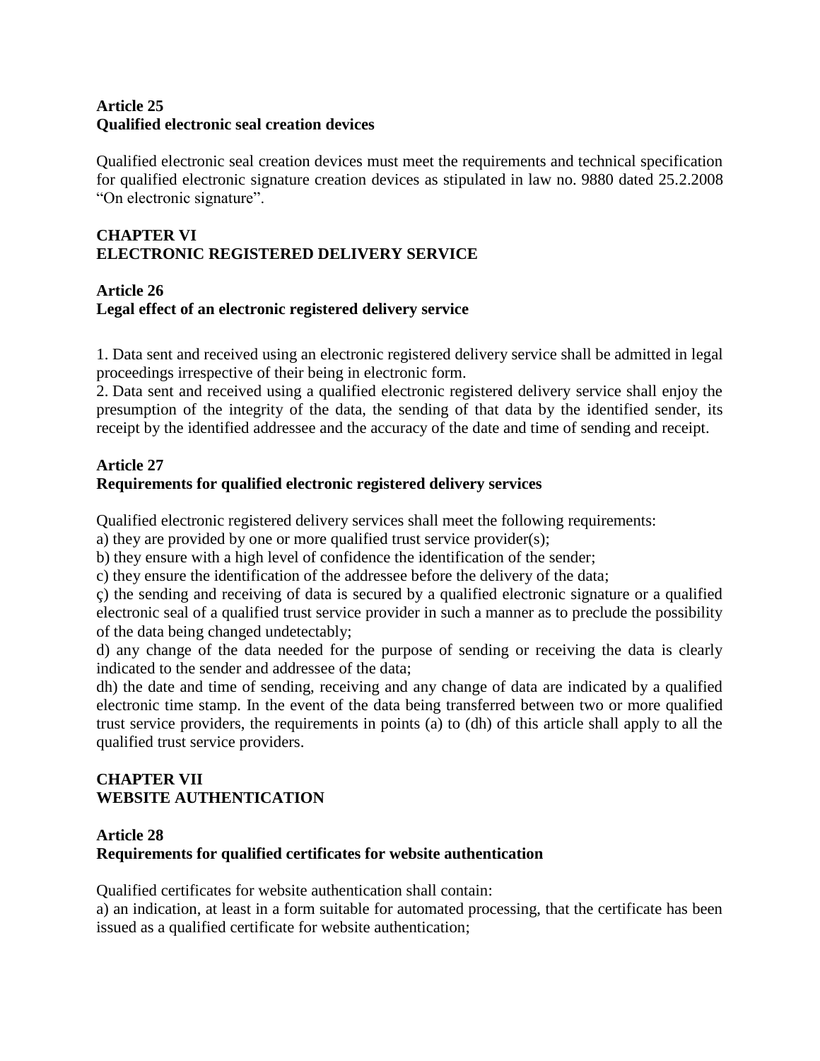**Article 25**
**Qualified electronic seal creation devices**

Qualified electronic seal creation devices must meet the requirements and technical specification for qualified electronic signature creation devices as stipulated in law no. 9880 dated 25.2.2008 “On electronic signature”.

## CHAPTER VI
## ELECTRONIC REGISTERED DELIVERY SERVICE

**Article 26**
**Legal effect of an electronic registered delivery service**

1. Data sent and received using an electronic registered delivery service shall be admitted in legal proceedings irrespective of their being in electronic form.
2. Data sent and received using a qualified electronic registered delivery service shall enjoy the presumption of the integrity of the data, the sending of that data by the identified sender, its receipt by the identified addressee and the accuracy of the date and time of sending and receipt.

**Article 27**
**Requirements for qualified electronic registered delivery services**

Qualified electronic registered delivery services shall meet the following requirements:
a) they are provided by one or more qualified trust service provider(s);
b) they ensure with a high level of confidence the identification of the sender;
c) they ensure the identification of the addressee before the delivery of the data;
ç) the sending and receiving of data is secured by a qualified electronic signature or a qualified electronic seal of a qualified trust service provider in such a manner as to preclude the possibility of the data being changed undetectably;
d) any change of the data needed for the purpose of sending or receiving the data is clearly indicated to the sender and addressee of the data;
dh) the date and time of sending, receiving and any change of data are indicated by a qualified electronic time stamp. In the event of the data being transferred between two or more qualified trust service providers, the requirements in points (a) to (dh) of this article shall apply to all the qualified trust service providers.

## CHAPTER VII
## WEBSITE AUTHENTICATION

**Article 28**
**Requirements for qualified certificates for website authentication**

Qualified certificates for website authentication shall contain:
a) an indication, at least in a form suitable for automated processing, that the certificate has been issued as a qualified certificate for website authentication;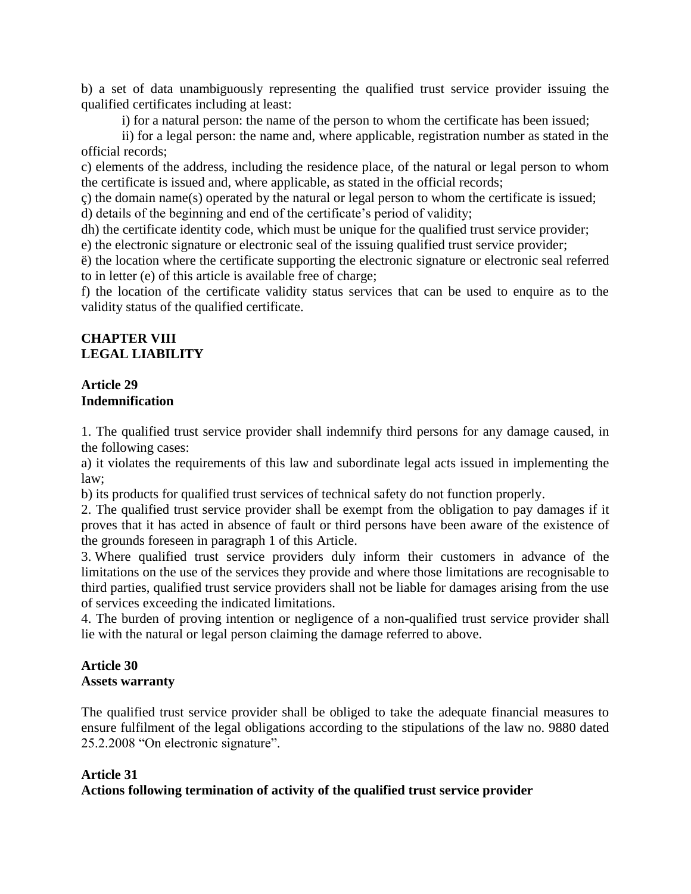b) a set of data unambiguously representing the qualified trust service provider issuing the qualified certificates including at least:

i) for a natural person: the name of the person to whom the certificate has been issued;

ii) for a legal person: the name and, where applicable, registration number as stated in the official records;

c) elements of the address, including the residence place, of the natural or legal person to whom the certificate is issued and, where applicable, as stated in the official records;

ç) the domain name(s) operated by the natural or legal person to whom the certificate is issued;

d) details of the beginning and end of the certificate's period of validity;

dh) the certificate identity code, which must be unique for the qualified trust service provider;

e) the electronic signature or electronic seal of the issuing qualified trust service provider;

ë) the location where the certificate supporting the electronic signature or electronic seal referred to in letter (e) of this article is available free of charge;

f) the location of the certificate validity status services that can be used to enquire as to the validity status of the qualified certificate.

## CHAPTER VIII
## LEGAL LIABILITY

### Article 29
### Indemnification

1. The qualified trust service provider shall indemnify third persons for any damage caused, in the following cases:

a) it violates the requirements of this law and subordinate legal acts issued in implementing the law;

b) its products for qualified trust services of technical safety do not function properly.

2. The qualified trust service provider shall be exempt from the obligation to pay damages if it proves that it has acted in absence of fault or third persons have been aware of the existence of the grounds foreseen in paragraph 1 of this Article.

3. Where qualified trust service providers duly inform their customers in advance of the limitations on the use of the services they provide and where those limitations are recognisable to third parties, qualified trust service providers shall not be liable for damages arising from the use of services exceeding the indicated limitations.

4. The burden of proving intention or negligence of a non-qualified trust service provider shall lie with the natural or legal person claiming the damage referred to above.

### Article 30
### Assets warranty

The qualified trust service provider shall be obliged to take the adequate financial measures to ensure fulfilment of the legal obligations according to the stipulations of the law no. 9880 dated 25.2.2008 "On electronic signature".

### Article 31
### Actions following termination of activity of the qualified trust service provider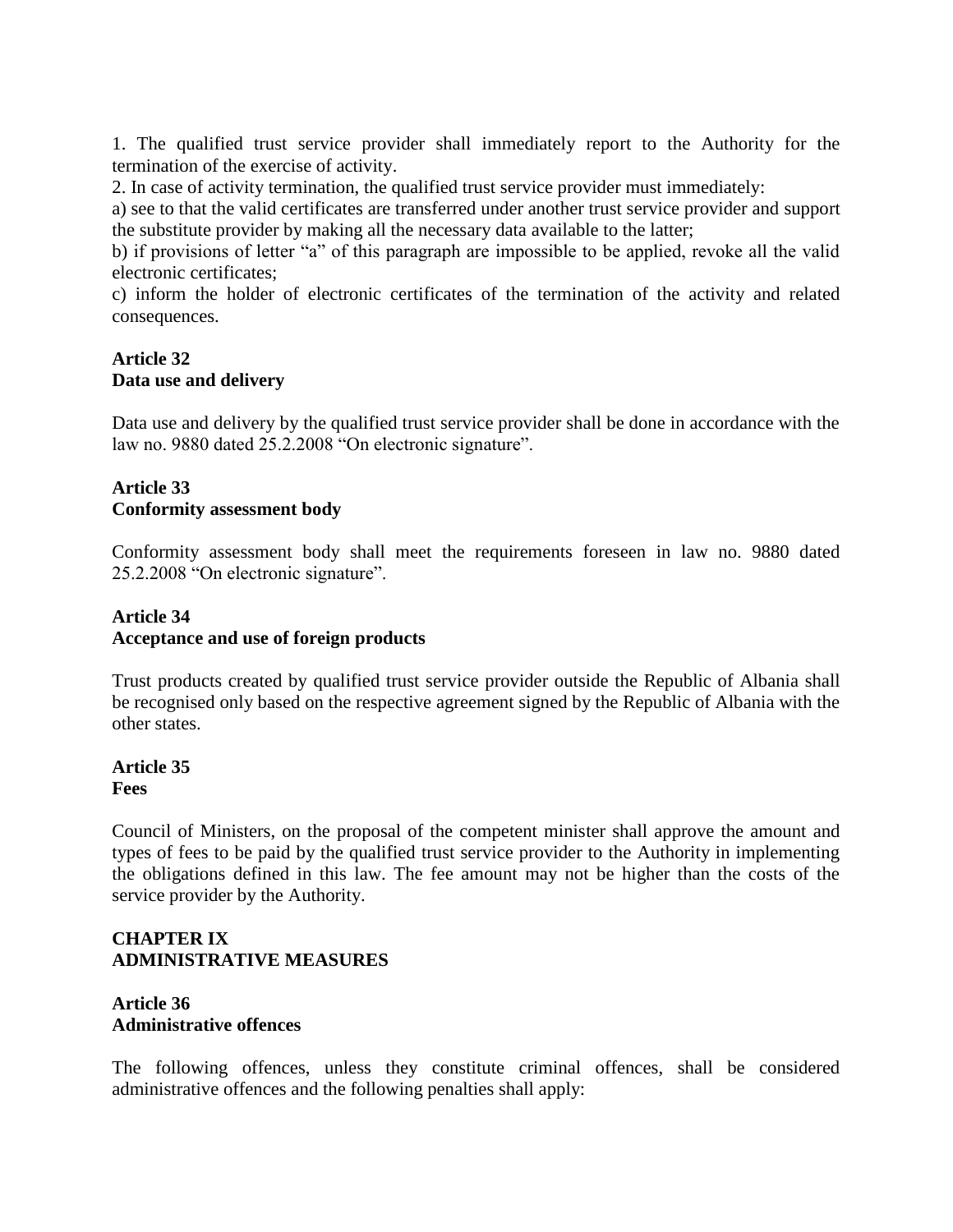1. The qualified trust service provider shall immediately report to the Authority for the termination of the exercise of activity.

2. In case of activity termination, the qualified trust service provider must immediately:

a) see to that the valid certificates are transferred under another trust service provider and support the substitute provider by making all the necessary data available to the latter;

b) if provisions of letter "a" of this paragraph are impossible to be applied, revoke all the valid electronic certificates;

c) inform the holder of electronic certificates of the termination of the activity and related consequences.

**Article 32**
**Data use and delivery**

Data use and delivery by the qualified trust service provider shall be done in accordance with the law no. 9880 dated 25.2.2008 "On electronic signature".

**Article 33**
**Conformity assessment body**

Conformity assessment body shall meet the requirements foreseen in law no. 9880 dated 25.2.2008 "On electronic signature".

**Article 34**
**Acceptance and use of foreign products**

Trust products created by qualified trust service provider outside the Republic of Albania shall be recognised only based on the respective agreement signed by the Republic of Albania with the other states.

**Article 35**
**Fees**

Council of Ministers, on the proposal of the competent minister shall approve the amount and types of fees to be paid by the qualified trust service provider to the Authority in implementing the obligations defined in this law. The fee amount may not be higher than the costs of the service provider by the Authority.

**CHAPTER IX**
**ADMINISTRATIVE MEASURES**

**Article 36**
**Administrative offences**

The following offences, unless they constitute criminal offences, shall be considered administrative offences and the following penalties shall apply: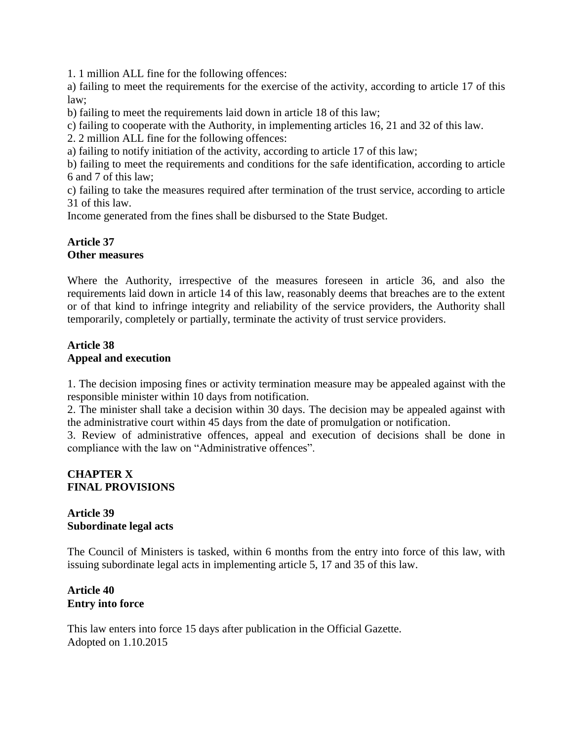1. 1 million ALL fine for the following offences:

a) failing to meet the requirements for the exercise of the activity, according to article 17 of this law;

b) failing to meet the requirements laid down in article 18 of this law;

c) failing to cooperate with the Authority, in implementing articles 16, 21 and 32 of this law.

2. 2 million ALL fine for the following offences:

a) failing to notify initiation of the activity, according to article 17 of this law;

b) failing to meet the requirements and conditions for the safe identification, according to article 6 and 7 of this law;

c) failing to take the measures required after termination of the trust service, according to article 31 of this law.

Income generated from the fines shall be disbursed to the State Budget.

**Article 37**
**Other measures**

Where the Authority, irrespective of the measures foreseen in article 36, and also the requirements laid down in article 14 of this law, reasonably deems that breaches are to the extent or of that kind to infringe integrity and reliability of the service providers, the Authority shall temporarily, completely or partially, terminate the activity of trust service providers.

**Article 38**
**Appeal and execution**

1. The decision imposing fines or activity termination measure may be appealed against with the responsible minister within 10 days from notification.

2. The minister shall take a decision within 30 days. The decision may be appealed against with the administrative court within 45 days from the date of promulgation or notification.

3. Review of administrative offences, appeal and execution of decisions shall be done in compliance with the law on “Administrative offences”.

**CHAPTER X**
**FINAL PROVISIONS**

**Article 39**
**Subordinate legal acts**

The Council of Ministers is tasked, within 6 months from the entry into force of this law, with issuing subordinate legal acts in implementing article 5, 17 and 35 of this law.

**Article 40**
**Entry into force**

This law enters into force 15 days after publication in the Official Gazette.
Adopted on 1.10.2015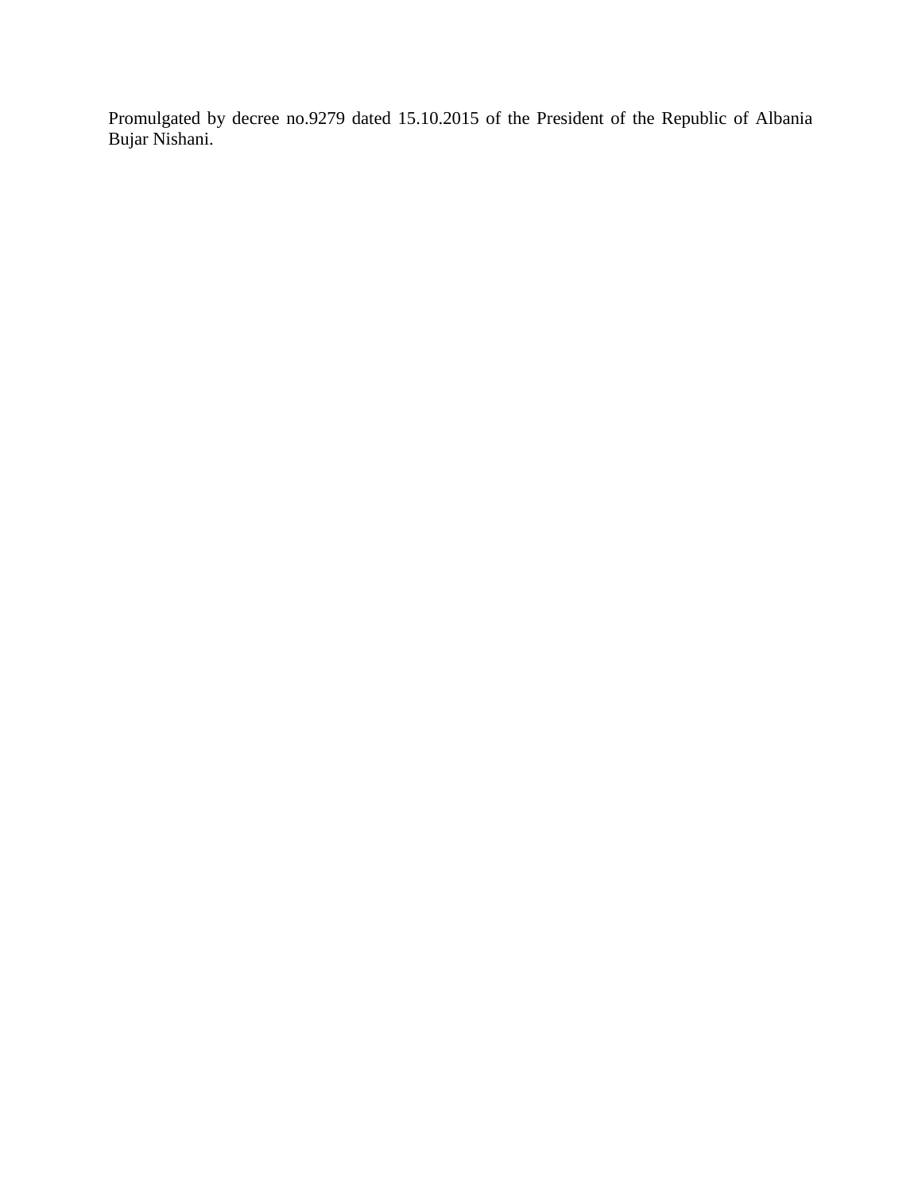Promulgated by decree no.9279 dated 15.10.2015 of the President of the Republic of Albania Bujar Nishani.